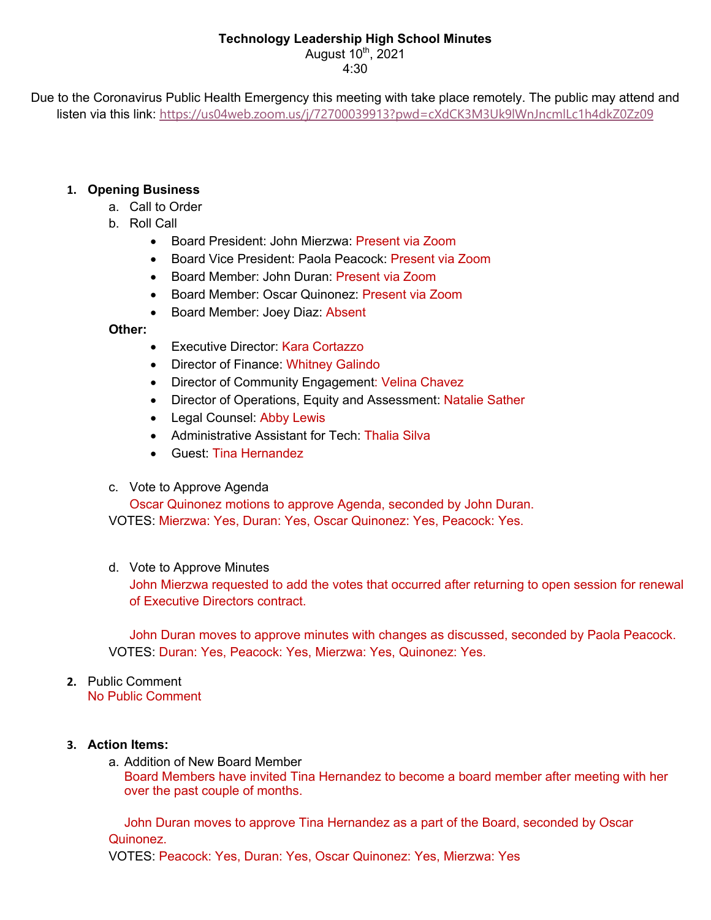**Technology Leadership High School Minutes**

August 10th, 2021

4:30

Due to the Coronavirus Public Health Emergency this meeting with take place remotely. The public may attend and listen via this link: https://us04web.zoom.us/j/72700039913?pwd=cXdCK3M3Uk9lWnJncmlLc1h4dkZ0Zz09

1. **Opening Business**
   a. Call to Order
   b. Roll Call
      - Board President: John Mierzwa: Present via Zoom
      - Board Vice President: Paola Peacock: Present via Zoom
      - Board Member: John Duran: Present via Zoom
      - Board Member: Oscar Quinonez: Present via Zoom
      - Board Member: Joey Diaz: Absent

   **Other:**
      - Executive Director: Kara Cortazzo
      - Director of Finance: Whitney Galindo
      - Director of Community Engagement: Velina Chavez
      - Director of Operations, Equity and Assessment: Natalie Sather
      - Legal Counsel: Abby Lewis
      - Administrative Assistant for Tech: Thalia Silva
      - Guest: Tina Hernandez

   c. Vote to Approve Agenda
      Oscar Quinonez motions to approve Agenda, seconded by John Duran.
   VOTES: Mierzwa: Yes, Duran: Yes, Oscar Quinonez: Yes, Peacock: Yes.

   d. Vote to Approve Minutes
      John Mierzwa requested to add the votes that occurred after returning to open session for renewal of Executive Directors contract.

      John Duran moves to approve minutes with changes as discussed, seconded by Paola Peacock.
   VOTES: Duran: Yes, Peacock: Yes, Mierzwa: Yes, Quinonez: Yes.

2. Public Comment
   No Public Comment

3. **Action Items:**
   a. Addition of New Board Member
      Board Members have invited Tina Hernandez to become a board member after meeting with her over the past couple of months.

      John Duran moves to approve Tina Hernandez as a part of the Board, seconded by Oscar Quinonez.
   VOTES: Peacock: Yes, Duran: Yes, Oscar Quinonez: Yes, Mierzwa: Yes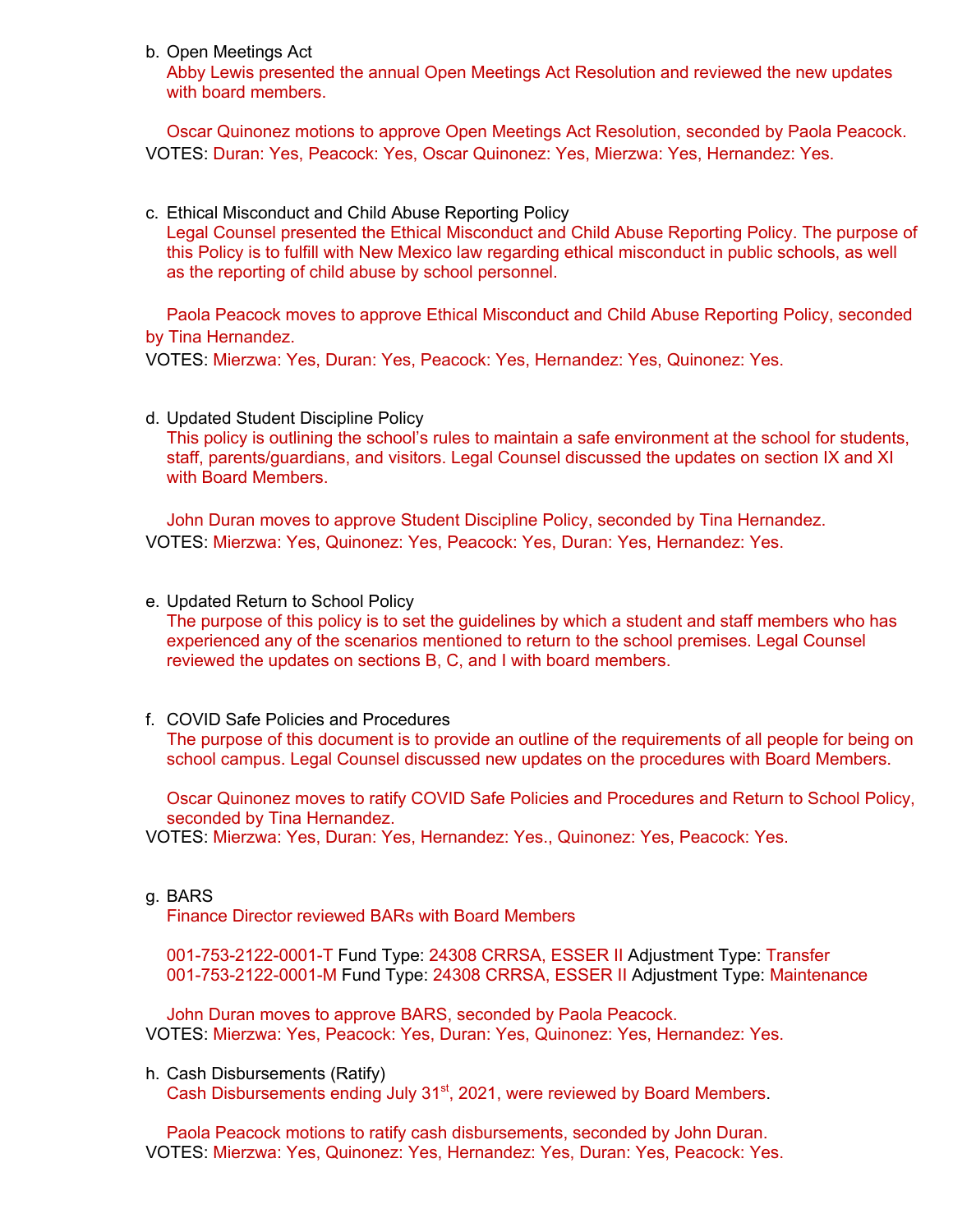b. Open Meetings Act

Abby Lewis presented the annual Open Meetings Act Resolution and reviewed the new updates with board members.

Oscar Quinonez motions to approve Open Meetings Act Resolution, seconded by Paola Peacock.

VOTES: Duran: Yes, Peacock: Yes, Oscar Quinonez: Yes, Mierzwa: Yes, Hernandez: Yes.

c. Ethical Misconduct and Child Abuse Reporting Policy

Legal Counsel presented the Ethical Misconduct and Child Abuse Reporting Policy. The purpose of this Policy is to fulfill with New Mexico law regarding ethical misconduct in public schools, as well as the reporting of child abuse by school personnel.

Paola Peacock moves to approve Ethical Misconduct and Child Abuse Reporting Policy, seconded by Tina Hernandez.

VOTES: Mierzwa: Yes, Duran: Yes, Peacock: Yes, Hernandez: Yes, Quinonez: Yes.

d. Updated Student Discipline Policy

This policy is outlining the school's rules to maintain a safe environment at the school for students, staff, parents/guardians, and visitors. Legal Counsel discussed the updates on section IX and XI with Board Members.

John Duran moves to approve Student Discipline Policy, seconded by Tina Hernandez.

VOTES: Mierzwa: Yes, Quinonez: Yes, Peacock: Yes, Duran: Yes, Hernandez: Yes.

e. Updated Return to School Policy

The purpose of this policy is to set the guidelines by which a student and staff members who has experienced any of the scenarios mentioned to return to the school premises. Legal Counsel reviewed the updates on sections B, C, and I with board members.

f. COVID Safe Policies and Procedures

The purpose of this document is to provide an outline of the requirements of all people for being on school campus. Legal Counsel discussed new updates on the procedures with Board Members.

Oscar Quinonez moves to ratify COVID Safe Policies and Procedures and Return to School Policy, seconded by Tina Hernandez.

VOTES: Mierzwa: Yes, Duran: Yes, Hernandez: Yes., Quinonez: Yes, Peacock: Yes.

g. BARS

Finance Director reviewed BARs with Board Members

001-753-2122-0001-T Fund Type: 24308 CRRSA, ESSER II Adjustment Type: Transfer
001-753-2122-0001-M Fund Type: 24308 CRRSA, ESSER II Adjustment Type: Maintenance

John Duran moves to approve BARS, seconded by Paola Peacock.

VOTES: Mierzwa: Yes, Peacock: Yes, Duran: Yes, Quinonez: Yes, Hernandez: Yes.

h. Cash Disbursements (Ratify)

Cash Disbursements ending July 31st, 2021, were reviewed by Board Members.

Paola Peacock motions to ratify cash disbursements, seconded by John Duran.

VOTES: Mierzwa: Yes, Quinonez: Yes, Hernandez: Yes, Duran: Yes, Peacock: Yes.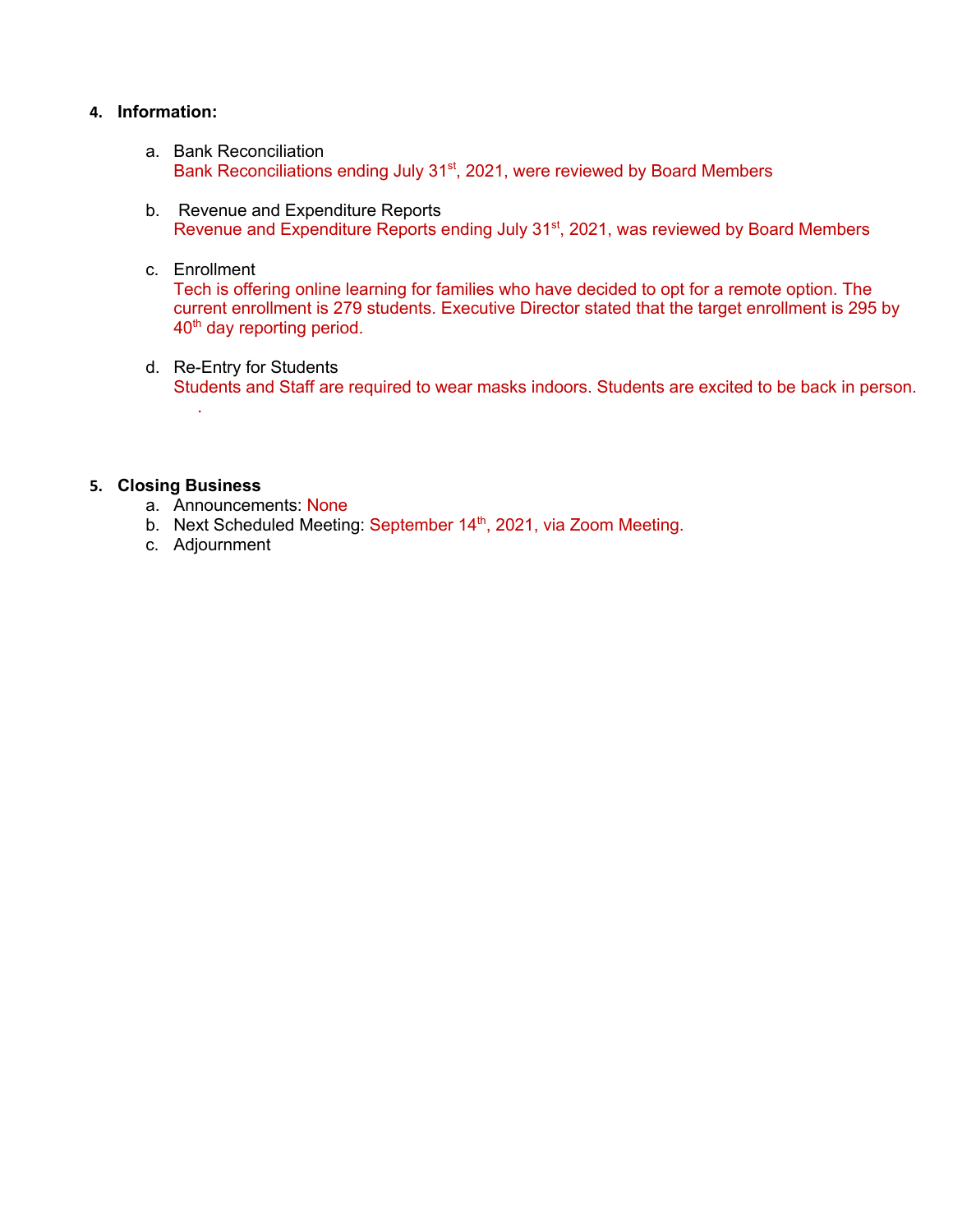4. **Information:**

   a. Bank Reconciliation
      Bank Reconciliations ending July 31st, 2021, were reviewed by Board Members

   b. Revenue and Expenditure Reports
      Revenue and Expenditure Reports ending July 31st, 2021, was reviewed by Board Members

   c. Enrollment
      Tech is offering online learning for families who have decided to opt for a remote option. The current enrollment is 279 students. Executive Director stated that the target enrollment is 295 by 40th day reporting period.

   d. Re-Entry for Students
      Students and Staff are required to wear masks indoors. Students are excited to be back in person.
      .

5. **Closing Business**
   a. Announcements: None
   b. Next Scheduled Meeting: September 14th, 2021, via Zoom Meeting.
   c. Adjournment